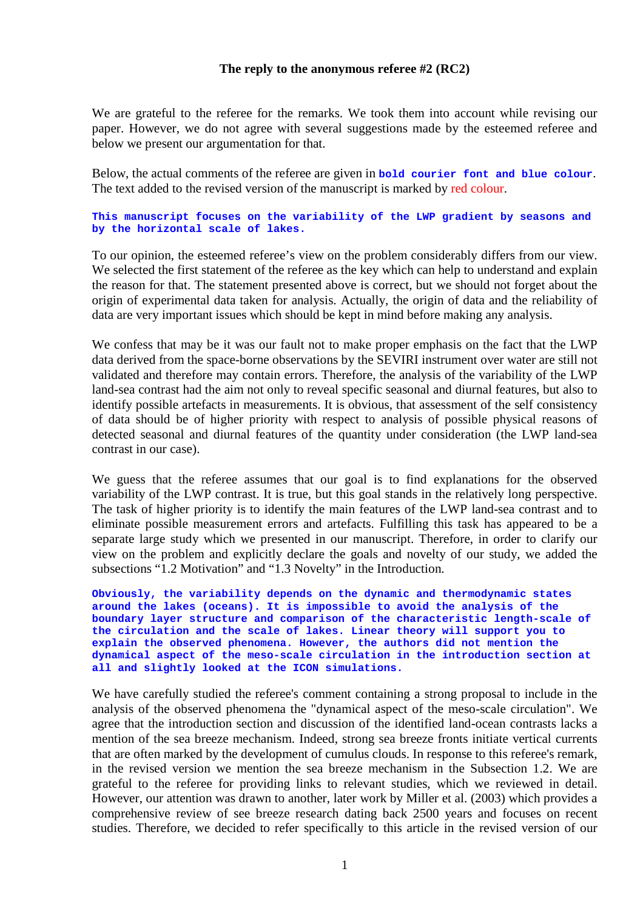**The reply to the anonymous referee #2 (RC2)**

We are grateful to the referee for the remarks. We took them into account while revising our paper. However, we do not agree with several suggestions made by the esteemed referee and below we present our argumentation for that.

Below, the actual comments of the referee are given in **`bold courier font and blue colour`**. The text added to the revised version of the manuscript is marked by red colour.

**`This manuscript focuses on the variability of the LWP gradient by seasons and by the horizontal scale of lakes.`**

To our opinion, the esteemed referee's view on the problem considerably differs from our view. We selected the first statement of the referee as the key which can help to understand and explain the reason for that. The statement presented above is correct, but we should not forget about the origin of experimental data taken for analysis. Actually, the origin of data and the reliability of data are very important issues which should be kept in mind before making any analysis.

We confess that may be it was our fault not to make proper emphasis on the fact that the LWP data derived from the space-borne observations by the SEVIRI instrument over water are still not validated and therefore may contain errors. Therefore, the analysis of the variability of the LWP land-sea contrast had the aim not only to reveal specific seasonal and diurnal features, but also to identify possible artefacts in measurements. It is obvious, that assessment of the self consistency of data should be of higher priority with respect to analysis of possible physical reasons of detected seasonal and diurnal features of the quantity under consideration (the LWP land-sea contrast in our case).

We guess that the referee assumes that our goal is to find explanations for the observed variability of the LWP contrast. It is true, but this goal stands in the relatively long perspective. The task of higher priority is to identify the main features of the LWP land-sea contrast and to eliminate possible measurement errors and artefacts. Fulfilling this task has appeared to be a separate large study which we presented in our manuscript. Therefore, in order to clarify our view on the problem and explicitly declare the goals and novelty of our study, we added the subsections "1.2 Motivation" and "1.3 Novelty" in the Introduction.

**`Obviously, the variability depends on the dynamic and thermodynamic states around the lakes (oceans). It is impossible to avoid the analysis of the boundary layer structure and comparison of the characteristic length-scale of the circulation and the scale of lakes. Linear theory will support you to explain the observed phenomena. However, the authors did not mention the dynamical aspect of the meso-scale circulation in the introduction section at all and slightly looked at the ICON simulations.`**

We have carefully studied the referee's comment containing a strong proposal to include in the analysis of the observed phenomena the "dynamical aspect of the meso-scale circulation". We agree that the introduction section and discussion of the identified land-ocean contrasts lacks a mention of the sea breeze mechanism. Indeed, strong sea breeze fronts initiate vertical currents that are often marked by the development of cumulus clouds. In response to this referee's remark, in the revised version we mention the sea breeze mechanism in the Subsection 1.2. We are grateful to the referee for providing links to relevant studies, which we reviewed in detail. However, our attention was drawn to another, later work by Miller et al. (2003) which provides a comprehensive review of see breeze research dating back 2500 years and focuses on recent studies. Therefore, we decided to refer specifically to this article in the revised version of our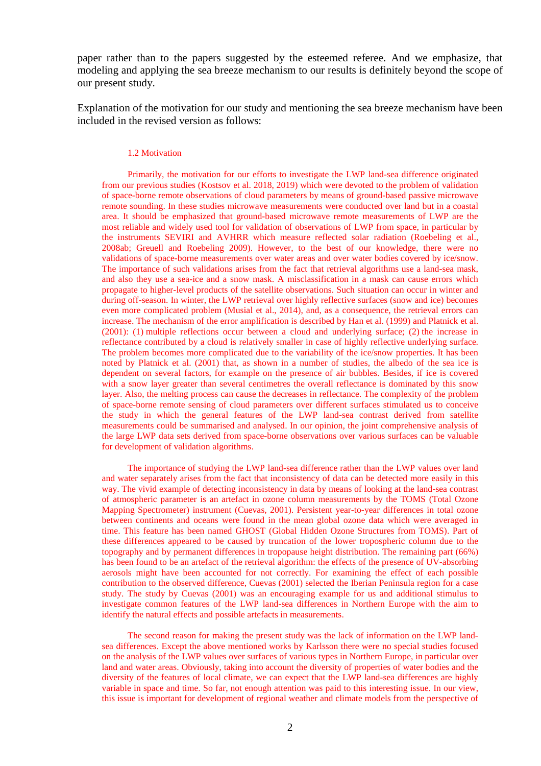paper rather than to the papers suggested by the esteemed referee. And we emphasize, that modeling and applying the sea breeze mechanism to our results is definitely beyond the scope of our present study.

Explanation of the motivation for our study and mentioning the sea breeze mechanism have been included in the revised version as follows:

### 1.2 Motivation

Primarily, the motivation for our efforts to investigate the LWP land-sea difference originated from our previous studies (Kostsov et al. 2018, 2019) which were devoted to the problem of validation of space-borne remote observations of cloud parameters by means of ground-based passive microwave remote sounding. In these studies microwave measurements were conducted over land but in a coastal area. It should be emphasized that ground-based microwave remote measurements of LWP are the most reliable and widely used tool for validation of observations of LWP from space, in particular by the instruments SEVIRI and AVHRR which measure reflected solar radiation (Roebeling et al., 2008ab; Greuell and Roebeling 2009). However, to the best of our knowledge, there were no validations of space-borne measurements over water areas and over water bodies covered by ice/snow. The importance of such validations arises from the fact that retrieval algorithms use a land-sea mask, and also they use a sea-ice and a snow mask. A misclassification in a mask can cause errors which propagate to higher-level products of the satellite observations. Such situation can occur in winter and during off-season. In winter, the LWP retrieval over highly reflective surfaces (snow and ice) becomes even more complicated problem (Musial et al., 2014), and, as a consequence, the retrieval errors can increase. The mechanism of the error amplification is described by Han et al. (1999) and Platnick et al. (2001): (1) multiple reflections occur between a cloud and underlying surface; (2) the increase in reflectance contributed by a cloud is relatively smaller in case of highly reflective underlying surface. The problem becomes more complicated due to the variability of the ice/snow properties. It has been noted by Platnick et al. (2001) that, as shown in a number of studies, the albedo of the sea ice is dependent on several factors, for example on the presence of air bubbles. Besides, if ice is covered with a snow layer greater than several centimetres the overall reflectance is dominated by this snow layer. Also, the melting process can cause the decreases in reflectance. The complexity of the problem of space-borne remote sensing of cloud parameters over different surfaces stimulated us to conceive the study in which the general features of the LWP land-sea contrast derived from satellite measurements could be summarised and analysed. In our opinion, the joint comprehensive analysis of the large LWP data sets derived from space-borne observations over various surfaces can be valuable for development of validation algorithms.

The importance of studying the LWP land-sea difference rather than the LWP values over land and water separately arises from the fact that inconsistency of data can be detected more easily in this way. The vivid example of detecting inconsistency in data by means of looking at the land-sea contrast of atmospheric parameter is an artefact in ozone column measurements by the TOMS (Total Ozone Mapping Spectrometer) instrument (Cuevas, 2001). Persistent year-to-year differences in total ozone between continents and oceans were found in the mean global ozone data which were averaged in time. This feature has been named GHOST (Global Hidden Ozone Structures from TOMS). Part of these differences appeared to be caused by truncation of the lower tropospheric column due to the topography and by permanent differences in tropopause height distribution. The remaining part (66%) has been found to be an artefact of the retrieval algorithm: the effects of the presence of UV-absorbing aerosols might have been accounted for not correctly. For examining the effect of each possible contribution to the observed difference, Cuevas (2001) selected the Iberian Peninsula region for a case study. The study by Cuevas (2001) was an encouraging example for us and additional stimulus to investigate common features of the LWP land-sea differences in Northern Europe with the aim to identify the natural effects and possible artefacts in measurements.

The second reason for making the present study was the lack of information on the LWP land-sea differences. Except the above mentioned works by Karlsson there were no special studies focused on the analysis of the LWP values over surfaces of various types in Northern Europe, in particular over land and water areas. Obviously, taking into account the diversity of properties of water bodies and the diversity of the features of local climate, we can expect that the LWP land-sea differences are highly variable in space and time. So far, not enough attention was paid to this interesting issue. In our view, this issue is important for development of regional weather and climate models from the perspective of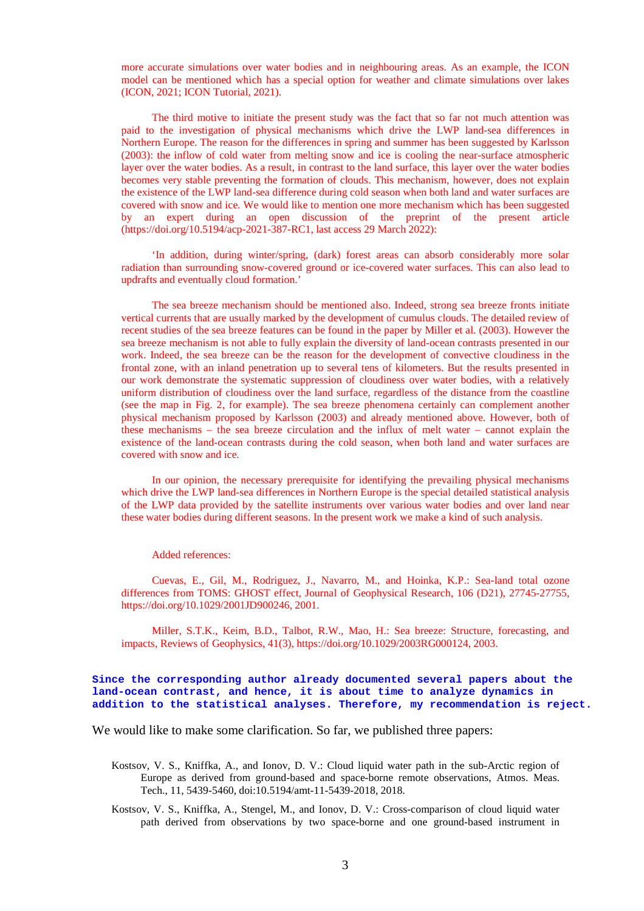more accurate simulations over water bodies and in neighbouring areas. As an example, the ICON model can be mentioned which has a special option for weather and climate simulations over lakes (ICON, 2021; ICON Tutorial, 2021).

The third motive to initiate the present study was the fact that so far not much attention was paid to the investigation of physical mechanisms which drive the LWP land-sea differences in Northern Europe. The reason for the differences in spring and summer has been suggested by Karlsson (2003): the inflow of cold water from melting snow and ice is cooling the near-surface atmospheric layer over the water bodies. As a result, in contrast to the land surface, this layer over the water bodies becomes very stable preventing the formation of clouds. This mechanism, however, does not explain the existence of the LWP land-sea difference during cold season when both land and water surfaces are covered with snow and ice. We would like to mention one more mechanism which has been suggested by an expert during an open discussion of the preprint of the present article (https://doi.org/10.5194/acp-2021-387-RC1, last access 29 March 2022):

'In addition, during winter/spring, (dark) forest areas can absorb considerably more solar radiation than surrounding snow-covered ground or ice-covered water surfaces. This can also lead to updrafts and eventually cloud formation.'

The sea breeze mechanism should be mentioned also. Indeed, strong sea breeze fronts initiate vertical currents that are usually marked by the development of cumulus clouds. The detailed review of recent studies of the sea breeze features can be found in the paper by Miller et al. (2003). However the sea breeze mechanism is not able to fully explain the diversity of land-ocean contrasts presented in our work. Indeed, the sea breeze can be the reason for the development of convective cloudiness in the frontal zone, with an inland penetration up to several tens of kilometers. But the results presented in our work demonstrate the systematic suppression of cloudiness over water bodies, with a relatively uniform distribution of cloudiness over the land surface, regardless of the distance from the coastline (see the map in Fig. 2, for example). The sea breeze phenomena certainly can complement another physical mechanism proposed by Karlsson (2003) and already mentioned above. However, both of these mechanisms – the sea breeze circulation and the influx of melt water – cannot explain the existence of the land-ocean contrasts during the cold season, when both land and water surfaces are covered with snow and ice.

In our opinion, the necessary prerequisite for identifying the prevailing physical mechanisms which drive the LWP land-sea differences in Northern Europe is the special detailed statistical analysis of the LWP data provided by the satellite instruments over various water bodies and over land near these water bodies during different seasons. In the present work we make a kind of such analysis.

Added references:

Cuevas, E., Gil, M., Rodriguez, J., Navarro, M., and Hoinka, K.P.: Sea-land total ozone differences from TOMS: GHOST effect, Journal of Geophysical Research, 106 (D21), 27745-27755, https://doi.org/10.1029/2001JD900246, 2001.

Miller, S.T.K., Keim, B.D., Talbot, R.W., Mao, H.: Sea breeze: Structure, forecasting, and impacts, Reviews of Geophysics, 41(3), https://doi.org/10.1029/2003RG000124, 2003.

**Since the corresponding author already documented several papers about the land-ocean contrast, and hence, it is about time to analyze dynamics in addition to the statistical analyses. Therefore, my recommendation is reject.**

We would like to make some clarification. So far, we published three papers:

Kostsov, V. S., Kniffka, A., and Ionov, D. V.: Cloud liquid water path in the sub-Arctic region of Europe as derived from ground-based and space-borne remote observations, Atmos. Meas. Tech., 11, 5439-5460, doi:10.5194/amt-11-5439-2018, 2018.

Kostsov, V. S., Kniffka, A., Stengel, M., and Ionov, D. V.: Cross-comparison of cloud liquid water path derived from observations by two space-borne and one ground-based instrument in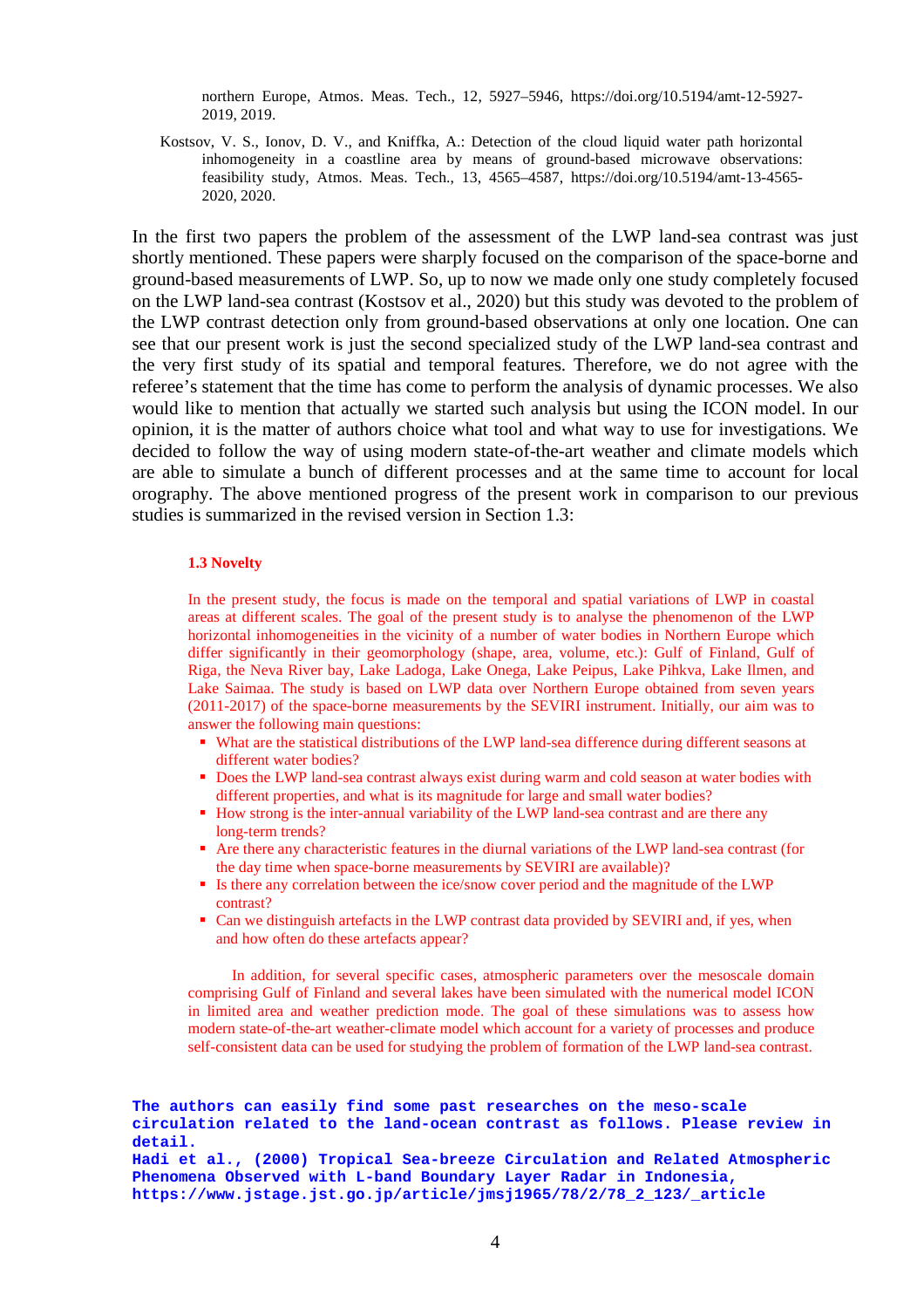northern Europe, Atmos. Meas. Tech., 12, 5927–5946, https://doi.org/10.5194/amt-12-5927-2019, 2019.

Kostsov, V. S., Ionov, D. V., and Kniffka, A.: Detection of the cloud liquid water path horizontal inhomogeneity in a coastline area by means of ground-based microwave observations: feasibility study, Atmos. Meas. Tech., 13, 4565–4587, https://doi.org/10.5194/amt-13-4565-2020, 2020.

In the first two papers the problem of the assessment of the LWP land-sea contrast was just shortly mentioned. These papers were sharply focused on the comparison of the space-borne and ground-based measurements of LWP. So, up to now we made only one study completely focused on the LWP land-sea contrast (Kostsov et al., 2020) but this study was devoted to the problem of the LWP contrast detection only from ground-based observations at only one location. One can see that our present work is just the second specialized study of the LWP land-sea contrast and the very first study of its spatial and temporal features. Therefore, we do not agree with the referee's statement that the time has come to perform the analysis of dynamic processes. We also would like to mention that actually we started such analysis but using the ICON model. In our opinion, it is the matter of authors choice what tool and what way to use for investigations. We decided to follow the way of using modern state-of-the-art weather and climate models which are able to simulate a bunch of different processes and at the same time to account for local orography. The above mentioned progress of the present work in comparison to our previous studies is summarized in the revised version in Section 1.3:

**1.3 Novelty**

In the present study, the focus is made on the temporal and spatial variations of LWP in coastal areas at different scales. The goal of the present study is to analyse the phenomenon of the LWP horizontal inhomogeneities in the vicinity of a number of water bodies in Northern Europe which differ significantly in their geomorphology (shape, area, volume, etc.): Gulf of Finland, Gulf of Riga, the Neva River bay, Lake Ladoga, Lake Onega, Lake Peipus, Lake Pihkva, Lake Ilmen, and Lake Saimaa. The study is based on LWP data over Northern Europe obtained from seven years (2011-2017) of the space-borne measurements by the SEVIRI instrument. Initially, our aim was to answer the following main questions:

- What are the statistical distributions of the LWP land-sea difference during different seasons at different water bodies?
- Does the LWP land-sea contrast always exist during warm and cold season at water bodies with different properties, and what is its magnitude for large and small water bodies?
- How strong is the inter-annual variability of the LWP land-sea contrast and are there any long-term trends?
- Are there any characteristic features in the diurnal variations of the LWP land-sea contrast (for the day time when space-borne measurements by SEVIRI are available)?
- Is there any correlation between the ice/snow cover period and the magnitude of the LWP contrast?
- Can we distinguish artefacts in the LWP contrast data provided by SEVIRI and, if yes, when and how often do these artefacts appear?

In addition, for several specific cases, atmospheric parameters over the mesoscale domain comprising Gulf of Finland and several lakes have been simulated with the numerical model ICON in limited area and weather prediction mode. The goal of these simulations was to assess how modern state-of-the-art weather-climate model which account for a variety of processes and produce self-consistent data can be used for studying the problem of formation of the LWP land-sea contrast.

**The authors can easily find some past researches on the meso-scale circulation related to the land-ocean contrast as follows. Please review in detail.**
**Hadi et al., (2000) Tropical Sea-breeze Circulation and Related Atmospheric Phenomena Observed with L-band Boundary Layer Radar in Indonesia, https://www.jstage.jst.go.jp/article/jmsj1965/78/2/78_2_123/_article**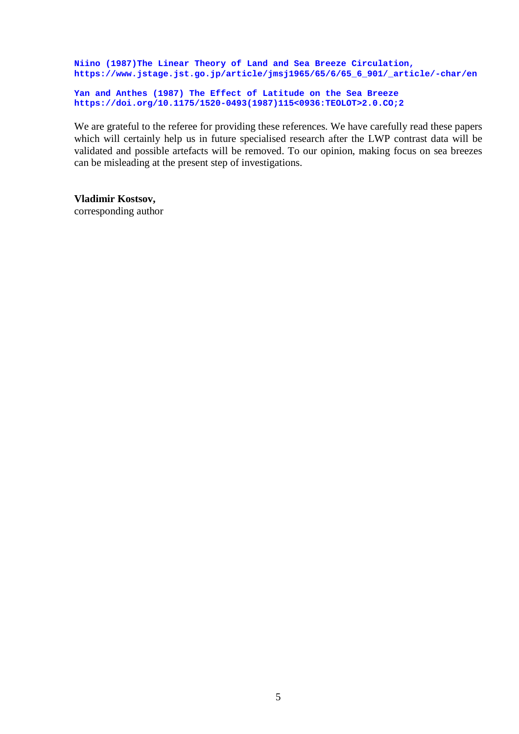Niino (1987)The Linear Theory of Land and Sea Breeze Circulation,
https://www.jstage.jst.go.jp/article/jmsj1965/65/6/65_6_901/_article/-char/en

Yan and Anthes (1987) The Effect of Latitude on the Sea Breeze
https://doi.org/10.1175/1520-0493(1987)115<0936:TEOLOT>2.0.CO;2

We are grateful to the referee for providing these references. We have carefully read these papers which will certainly help us in future specialised research after the LWP contrast data will be validated and possible artefacts will be removed. To our opinion, making focus on sea breezes can be misleading at the present step of investigations.

**Vladimir Kostsov,**
corresponding author